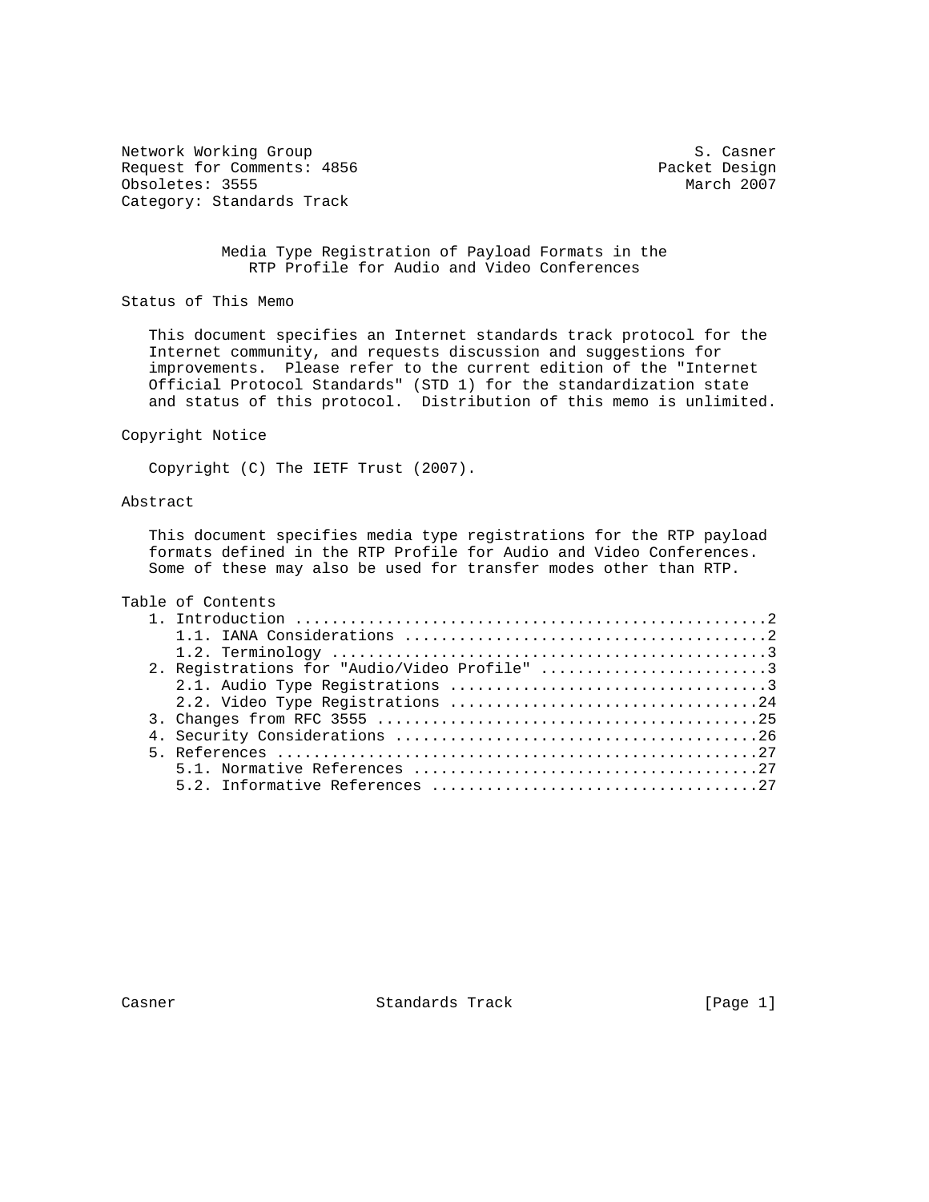Network Working Group S. Casner
Request for Comments: 4856 Packet Design
Obsoletes: 3555 March 2007
Category: Standards Track

# Media Type Registration of Payload Formats in the RTP Profile for Audio and Video Conferences

## Status of This Memo

This document specifies an Internet standards track protocol for the Internet community, and requests discussion and suggestions for improvements. Please refer to the current edition of the "Internet Official Protocol Standards" (STD 1) for the standardization state and status of this protocol. Distribution of this memo is unlimited.

## Copyright Notice

Copyright (C) The IETF Trust (2007).

## Abstract

This document specifies media type registrations for the RTP payload formats defined in the RTP Profile for Audio and Video Conferences. Some of these may also be used for transfer modes other than RTP.

## Table of Contents

```
1. Introduction ....................................................2
   1.1. IANA Considerations ........................................2
   1.2. Terminology ................................................3
2. Registrations for "Audio/Video Profile" .........................3
   2.1. Audio Type Registrations ...................................3
   2.2. Video Type Registrations ..................................24
3. Changes from RFC 3555 ..........................................25
4. Security Considerations ........................................26
5. References .....................................................27
   5.1. Normative References ......................................27
   5.2. Informative References ....................................27
```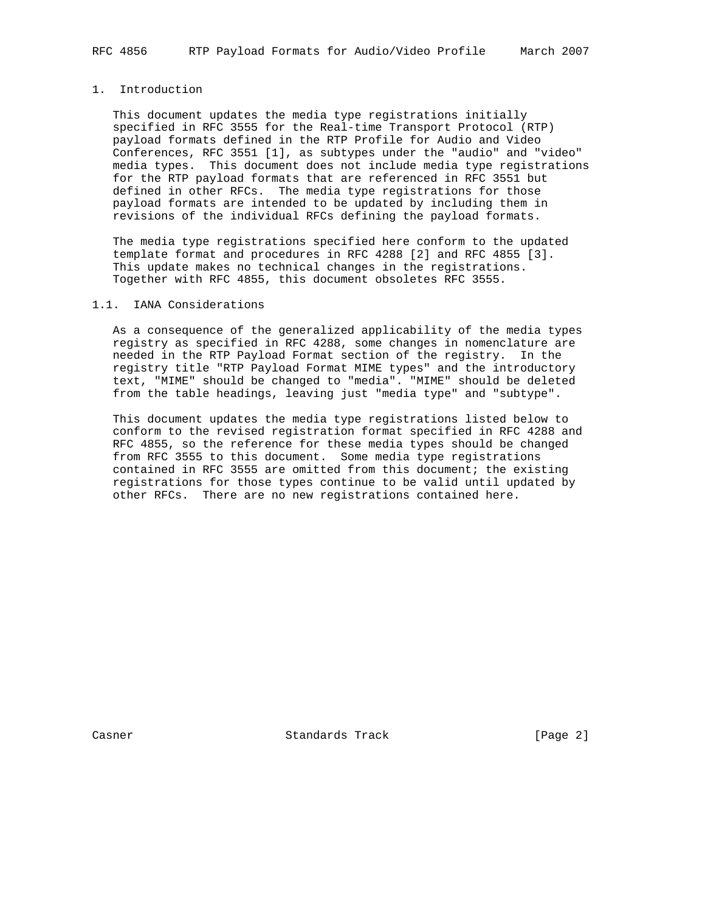# 1. Introduction

This document updates the media type registrations initially specified in RFC 3555 for the Real-time Transport Protocol (RTP) payload formats defined in the RTP Profile for Audio and Video Conferences, RFC 3551 [1], as subtypes under the "audio" and "video" media types. This document does not include media type registrations for the RTP payload formats that are referenced in RFC 3551 but defined in other RFCs. The media type registrations for those payload formats are intended to be updated by including them in revisions of the individual RFCs defining the payload formats.

The media type registrations specified here conform to the updated template format and procedures in RFC 4288 [2] and RFC 4855 [3]. This update makes no technical changes in the registrations. Together with RFC 4855, this document obsoletes RFC 3555.

## 1.1. IANA Considerations

As a consequence of the generalized applicability of the media types registry as specified in RFC 4288, some changes in nomenclature are needed in the RTP Payload Format section of the registry. In the registry title "RTP Payload Format MIME types" and the introductory text, "MIME" should be changed to "media". "MIME" should be deleted from the table headings, leaving just "media type" and "subtype".

This document updates the media type registrations listed below to conform to the revised registration format specified in RFC 4288 and RFC 4855, so the reference for these media types should be changed from RFC 3555 to this document. Some media type registrations contained in RFC 3555 are omitted from this document; the existing registrations for those types continue to be valid until updated by other RFCs. There are no new registrations contained here.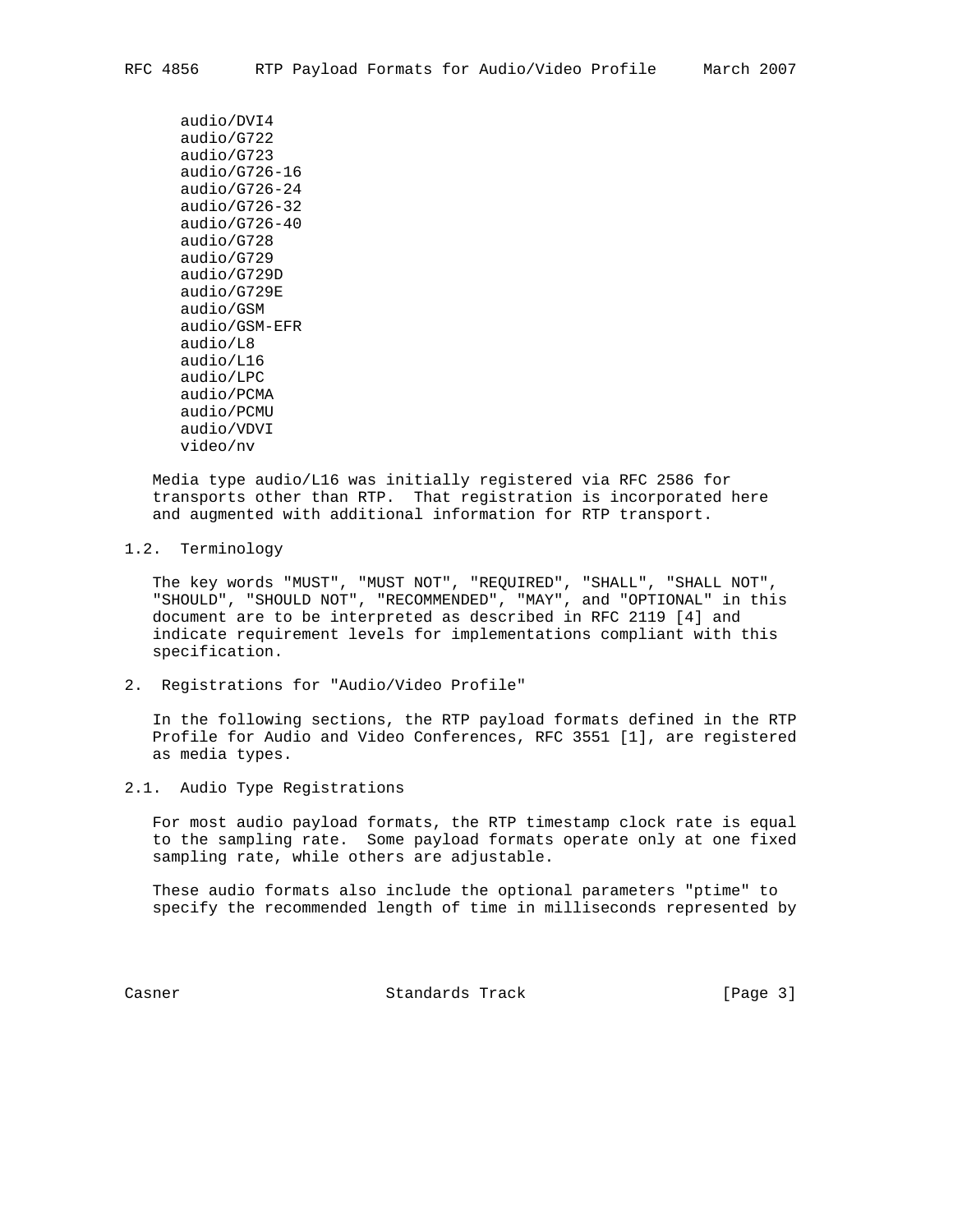audio/DVI4
audio/G722
audio/G723
audio/G726-16
audio/G726-24
audio/G726-32
audio/G726-40
audio/G728
audio/G729
audio/G729D
audio/G729E
audio/GSM
audio/GSM-EFR
audio/L8
audio/L16
audio/LPC
audio/PCMA
audio/PCMU
audio/VDVI
video/nv

Media type audio/L16 was initially registered via RFC 2586 for transports other than RTP. That registration is incorporated here and augmented with additional information for RTP transport.

### 1.2. Terminology

The key words "MUST", "MUST NOT", "REQUIRED", "SHALL", "SHALL NOT", "SHOULD", "SHOULD NOT", "RECOMMENDED", "MAY", and "OPTIONAL" in this document are to be interpreted as described in RFC 2119 [4] and indicate requirement levels for implementations compliant with this specification.

## 2. Registrations for "Audio/Video Profile"

In the following sections, the RTP payload formats defined in the RTP Profile for Audio and Video Conferences, RFC 3551 [1], are registered as media types.

### 2.1. Audio Type Registrations

For most audio payload formats, the RTP timestamp clock rate is equal to the sampling rate. Some payload formats operate only at one fixed sampling rate, while others are adjustable.

These audio formats also include the optional parameters "ptime" to specify the recommended length of time in milliseconds represented by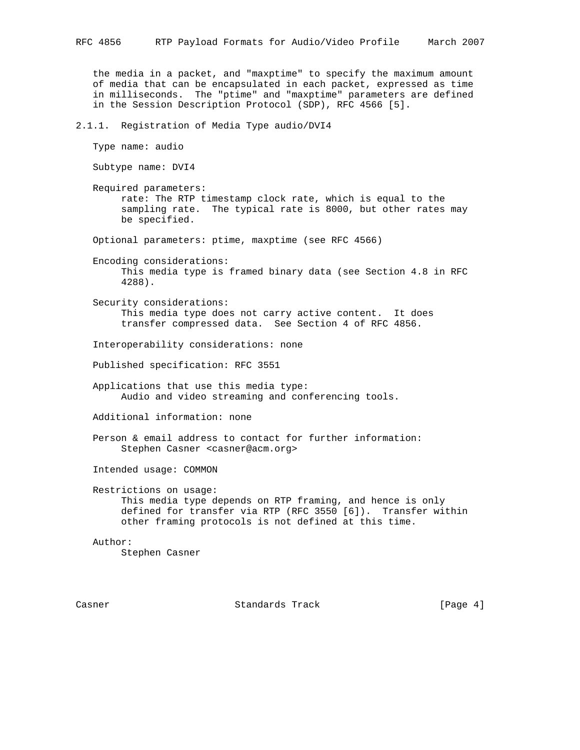the media in a packet, and "maxptime" to specify the maximum amount of media that can be encapsulated in each packet, expressed as time in milliseconds. The "ptime" and "maxptime" parameters are defined in the Session Description Protocol (SDP), RFC 4566 [5].

### 2.1.1. Registration of Media Type audio/DVI4

Type name: audio

Subtype name: DVI4

Required parameters:
rate: The RTP timestamp clock rate, which is equal to the sampling rate. The typical rate is 8000, but other rates may be specified.

Optional parameters: ptime, maxptime (see RFC 4566)

Encoding considerations:
This media type is framed binary data (see Section 4.8 in RFC 4288).

Security considerations:
This media type does not carry active content. It does transfer compressed data. See Section 4 of RFC 4856.

Interoperability considerations: none

Published specification: RFC 3551

Applications that use this media type:
Audio and video streaming and conferencing tools.

Additional information: none

Person & email address to contact for further information:
Stephen Casner <casner@acm.org>

Intended usage: COMMON

Restrictions on usage:
This media type depends on RTP framing, and hence is only defined for transfer via RTP (RFC 3550 [6]). Transfer within other framing protocols is not defined at this time.

Author:
Stephen Casner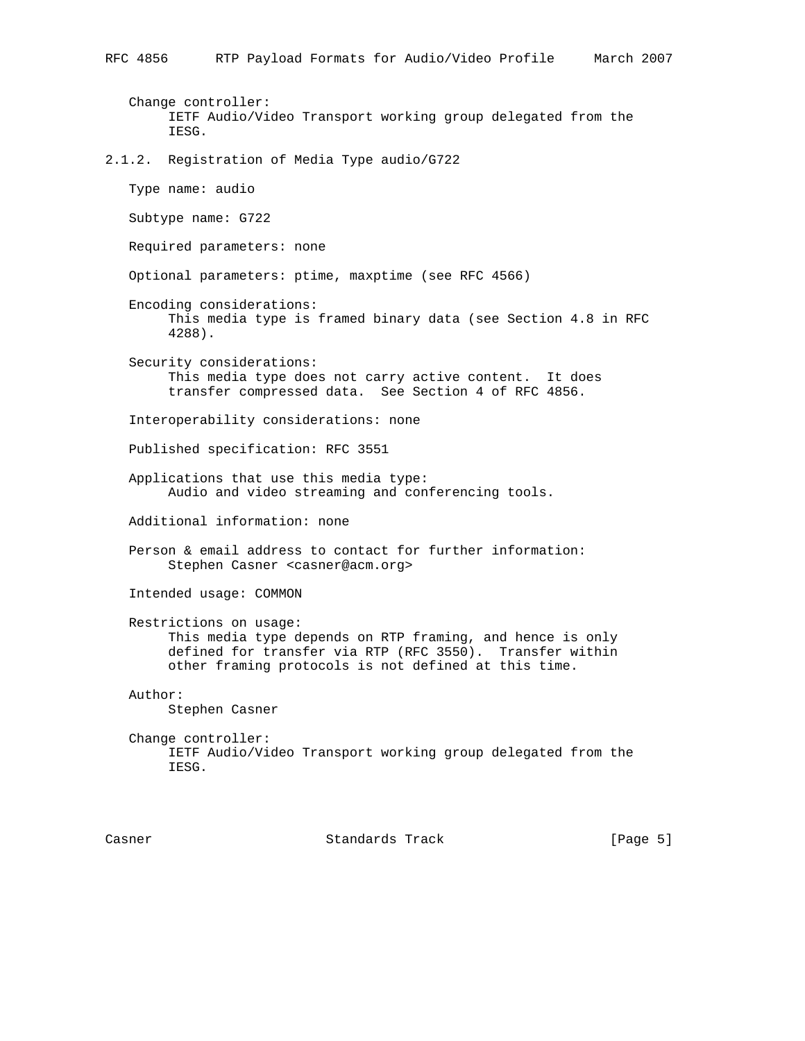Change controller:
IETF Audio/Video Transport working group delegated from the IESG.

### 2.1.2. Registration of Media Type audio/G722

Type name: audio

Subtype name: G722

Required parameters: none

Optional parameters: ptime, maxptime (see RFC 4566)

Encoding considerations:
This media type is framed binary data (see Section 4.8 in RFC 4288).

Security considerations:
This media type does not carry active content. It does transfer compressed data. See Section 4 of RFC 4856.

Interoperability considerations: none

Published specification: RFC 3551

Applications that use this media type:
Audio and video streaming and conferencing tools.

Additional information: none

Person & email address to contact for further information:
Stephen Casner <casner@acm.org>

Intended usage: COMMON

Restrictions on usage:
This media type depends on RTP framing, and hence is only defined for transfer via RTP (RFC 3550). Transfer within other framing protocols is not defined at this time.

Author:
Stephen Casner

Change controller:
IETF Audio/Video Transport working group delegated from the IESG.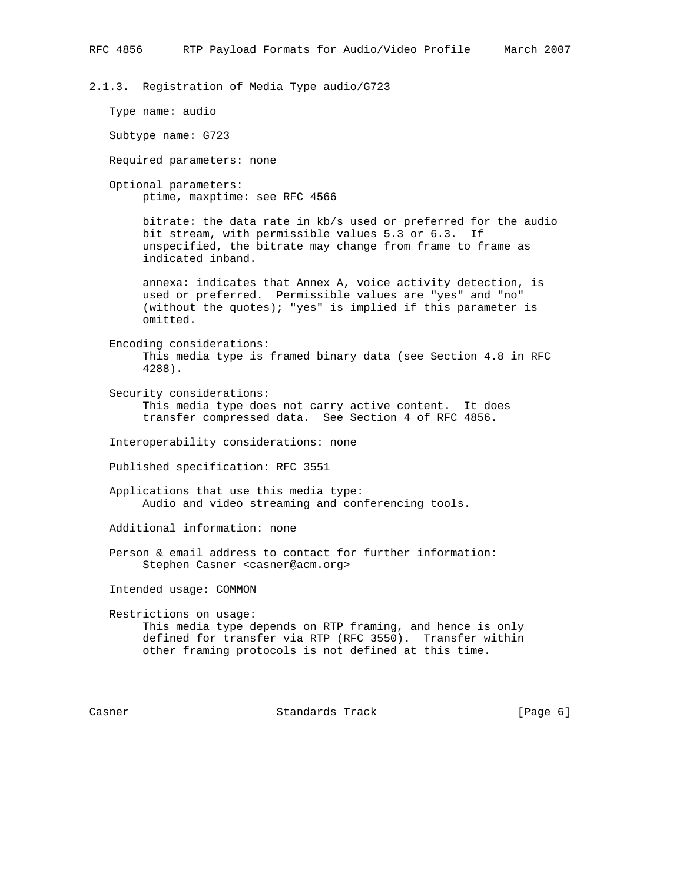### 2.1.3. Registration of Media Type audio/G723

Type name: audio

Subtype name: G723

Required parameters: none

Optional parameters:

ptime, maxptime: see RFC 4566

bitrate: the data rate in kb/s used or preferred for the audio bit stream, with permissible values 5.3 or 6.3. If unspecified, the bitrate may change from frame to frame as indicated inband.

annexa: indicates that Annex A, voice activity detection, is used or preferred. Permissible values are "yes" and "no" (without the quotes); "yes" is implied if this parameter is omitted.

Encoding considerations:

This media type is framed binary data (see Section 4.8 in RFC 4288).

Security considerations:

This media type does not carry active content. It does transfer compressed data. See Section 4 of RFC 4856.

Interoperability considerations: none

Published specification: RFC 3551

Applications that use this media type:

Audio and video streaming and conferencing tools.

Additional information: none

Person & email address to contact for further information:

Stephen Casner <casner@acm.org>

Intended usage: COMMON

Restrictions on usage:

This media type depends on RTP framing, and hence is only defined for transfer via RTP (RFC 3550). Transfer within other framing protocols is not defined at this time.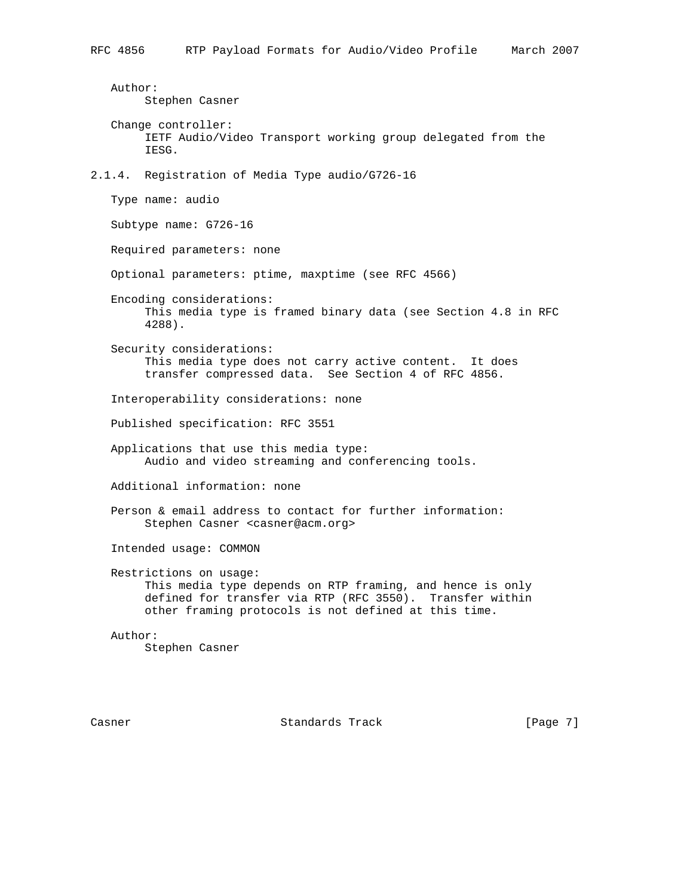Author:
Stephen Casner

Change controller:
IETF Audio/Video Transport working group delegated from the IESG.

### 2.1.4. Registration of Media Type audio/G726-16

Type name: audio

Subtype name: G726-16

Required parameters: none

Optional parameters: ptime, maxptime (see RFC 4566)

Encoding considerations:
This media type is framed binary data (see Section 4.8 in RFC 4288).

Security considerations:
This media type does not carry active content. It does transfer compressed data. See Section 4 of RFC 4856.

Interoperability considerations: none

Published specification: RFC 3551

Applications that use this media type:
Audio and video streaming and conferencing tools.

Additional information: none

Person & email address to contact for further information:
Stephen Casner <casner@acm.org>

Intended usage: COMMON

Restrictions on usage:
This media type depends on RTP framing, and hence is only defined for transfer via RTP (RFC 3550). Transfer within other framing protocols is not defined at this time.

Author:
Stephen Casner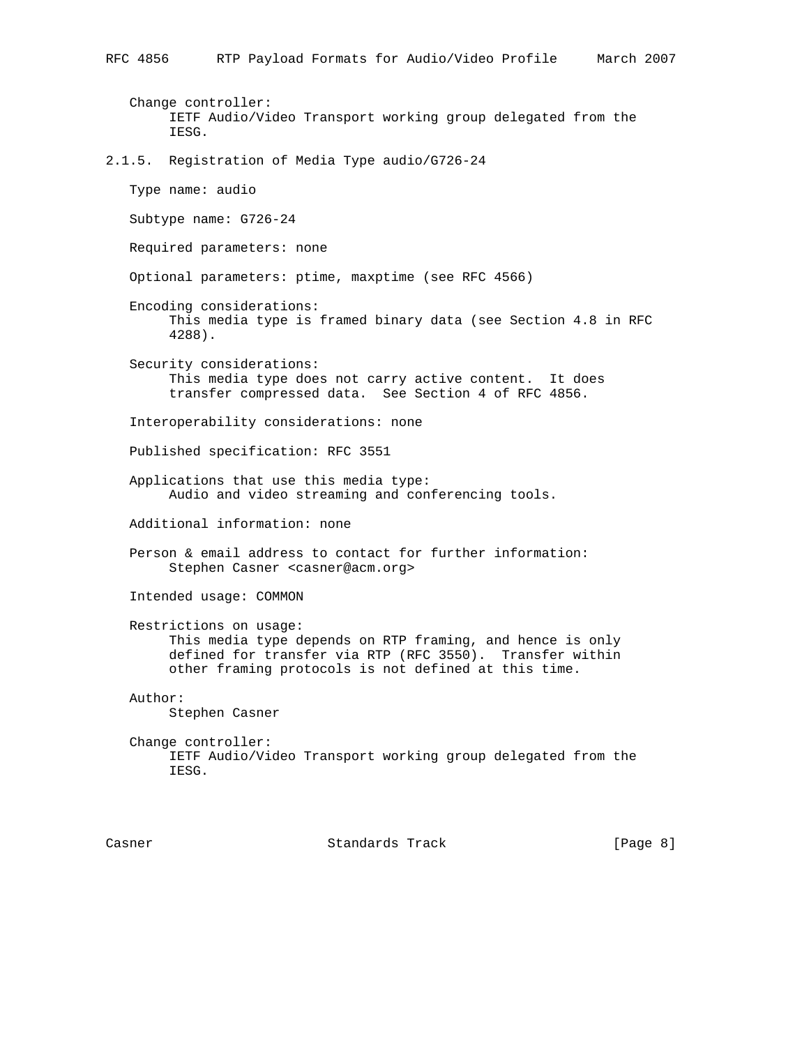Change controller:
IETF Audio/Video Transport working group delegated from the IESG.

### 2.1.5. Registration of Media Type audio/G726-24

Type name: audio

Subtype name: G726-24

Required parameters: none

Optional parameters: ptime, maxptime (see RFC 4566)

Encoding considerations:
This media type is framed binary data (see Section 4.8 in RFC 4288).

Security considerations:
This media type does not carry active content. It does transfer compressed data. See Section 4 of RFC 4856.

Interoperability considerations: none

Published specification: RFC 3551

Applications that use this media type:
Audio and video streaming and conferencing tools.

Additional information: none

Person & email address to contact for further information:
Stephen Casner <casner@acm.org>

Intended usage: COMMON

Restrictions on usage:
This media type depends on RTP framing, and hence is only defined for transfer via RTP (RFC 3550). Transfer within other framing protocols is not defined at this time.

Author:
Stephen Casner

Change controller:
IETF Audio/Video Transport working group delegated from the IESG.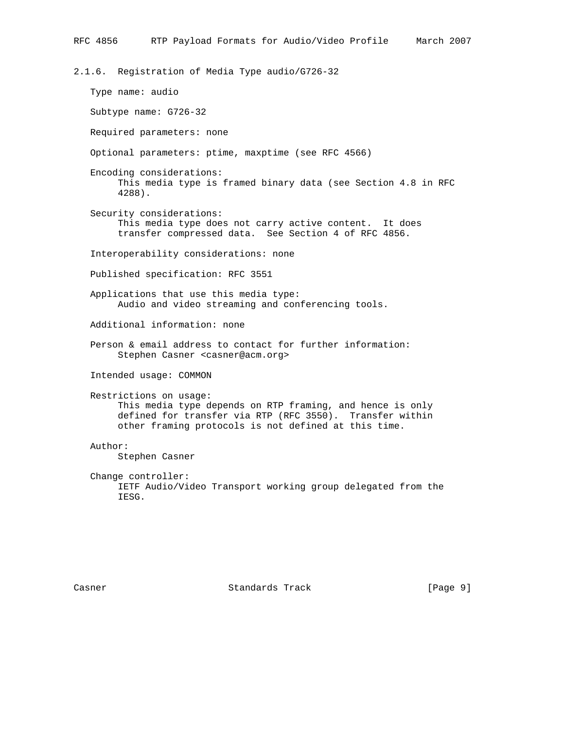### 2.1.6. Registration of Media Type audio/G726-32

Type name: audio

Subtype name: G726-32

Required parameters: none

Optional parameters: ptime, maxptime (see RFC 4566)

Encoding considerations:
This media type is framed binary data (see Section 4.8 in RFC 4288).

Security considerations:
This media type does not carry active content. It does transfer compressed data. See Section 4 of RFC 4856.

Interoperability considerations: none

Published specification: RFC 3551

Applications that use this media type:
Audio and video streaming and conferencing tools.

Additional information: none

Person & email address to contact for further information:
Stephen Casner <casner@acm.org>

Intended usage: COMMON

Restrictions on usage:
This media type depends on RTP framing, and hence is only defined for transfer via RTP (RFC 3550). Transfer within other framing protocols is not defined at this time.

Author:
Stephen Casner

Change controller:
IETF Audio/Video Transport working group delegated from the IESG.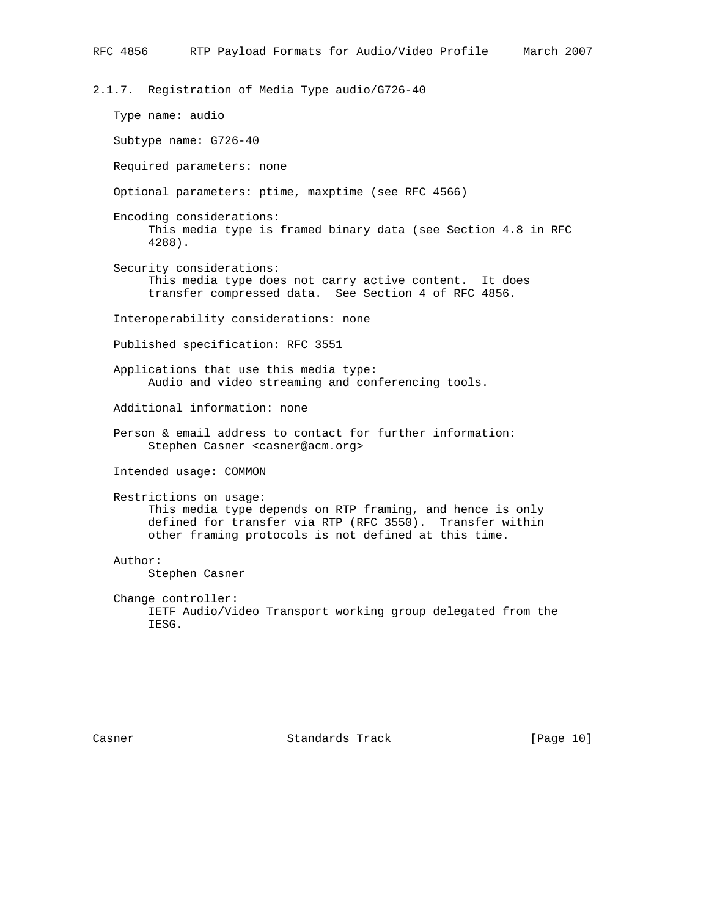### 2.1.7. Registration of Media Type audio/G726-40

Type name: audio

Subtype name: G726-40

Required parameters: none

Optional parameters: ptime, maxptime (see RFC 4566)

Encoding considerations:
This media type is framed binary data (see Section 4.8 in RFC 4288).

Security considerations:
This media type does not carry active content. It does transfer compressed data. See Section 4 of RFC 4856.

Interoperability considerations: none

Published specification: RFC 3551

Applications that use this media type:
Audio and video streaming and conferencing tools.

Additional information: none

Person & email address to contact for further information:
Stephen Casner <casner@acm.org>

Intended usage: COMMON

Restrictions on usage:
This media type depends on RTP framing, and hence is only defined for transfer via RTP (RFC 3550). Transfer within other framing protocols is not defined at this time.

Author:
Stephen Casner

Change controller:
IETF Audio/Video Transport working group delegated from the IESG.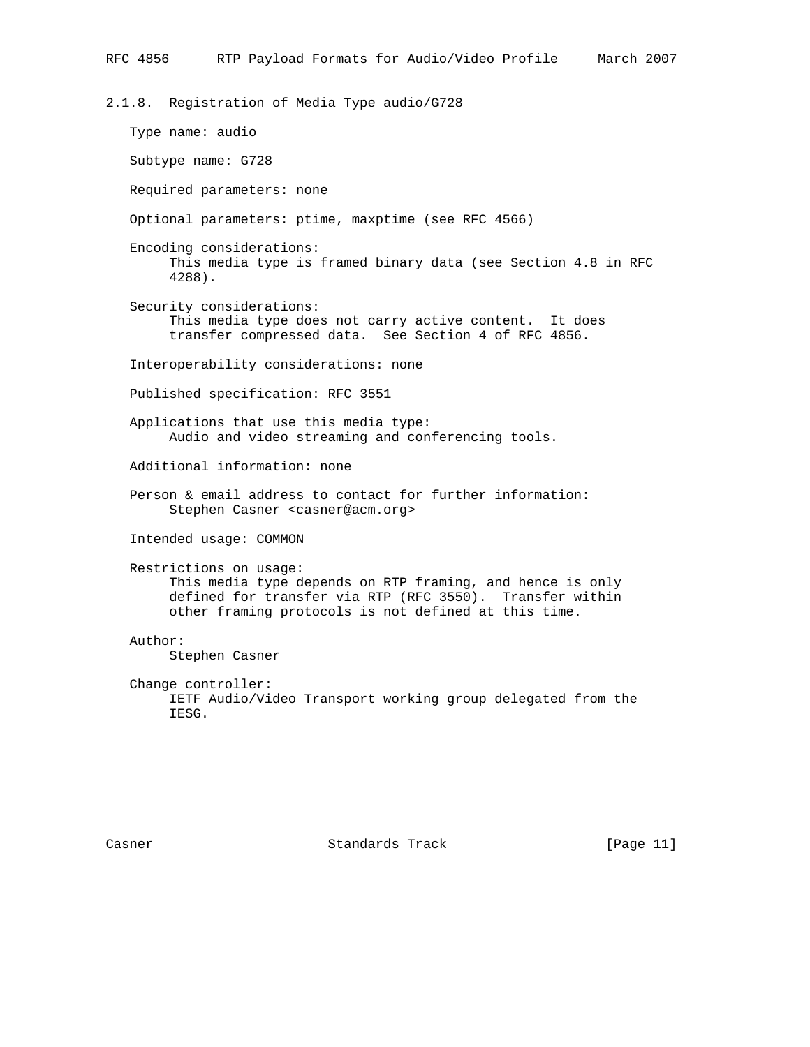### 2.1.8. Registration of Media Type audio/G728

Type name: audio

Subtype name: G728

Required parameters: none

Optional parameters: ptime, maxptime (see RFC 4566)

Encoding considerations:
This media type is framed binary data (see Section 4.8 in RFC 4288).

Security considerations:
This media type does not carry active content. It does transfer compressed data. See Section 4 of RFC 4856.

Interoperability considerations: none

Published specification: RFC 3551

Applications that use this media type:
Audio and video streaming and conferencing tools.

Additional information: none

Person & email address to contact for further information:
Stephen Casner <casner@acm.org>

Intended usage: COMMON

Restrictions on usage:
This media type depends on RTP framing, and hence is only defined for transfer via RTP (RFC 3550). Transfer within other framing protocols is not defined at this time.

Author:
Stephen Casner

Change controller:
IETF Audio/Video Transport working group delegated from the IESG.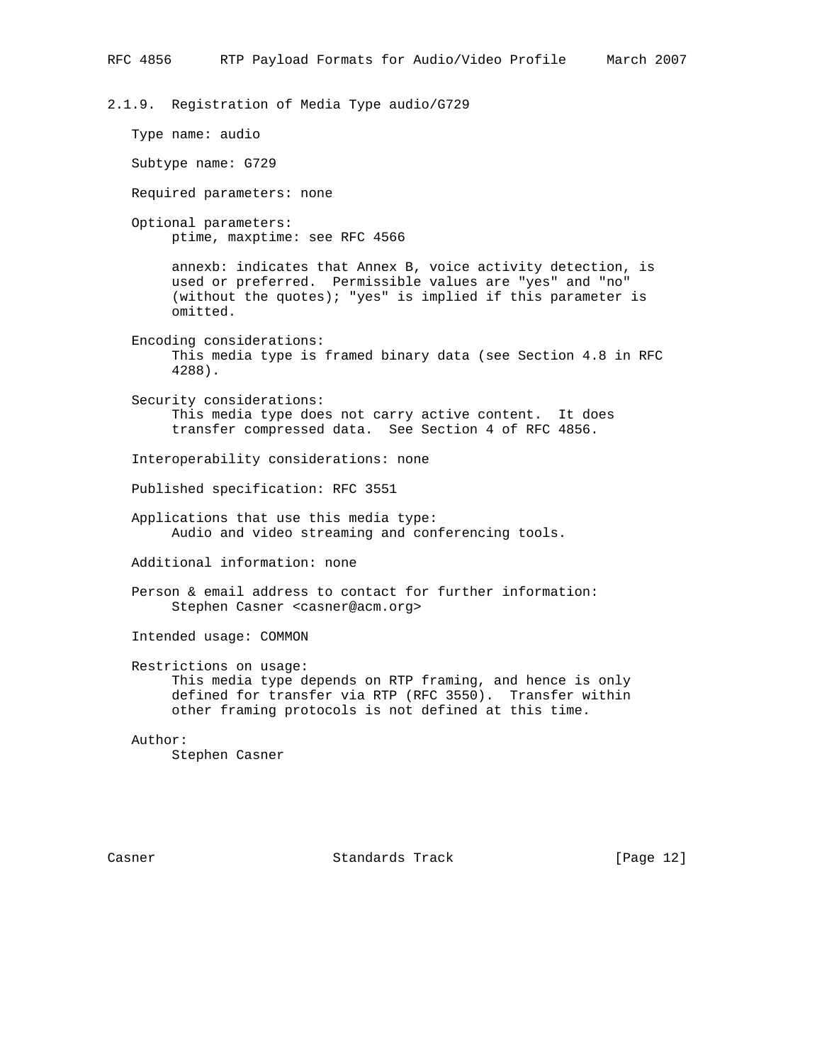#### 2.1.9. Registration of Media Type audio/G729

Type name: audio

Subtype name: G729

Required parameters: none

Optional parameters:
ptime, maxptime: see RFC 4566

annexb: indicates that Annex B, voice activity detection, is used or preferred. Permissible values are "yes" and "no" (without the quotes); "yes" is implied if this parameter is omitted.

Encoding considerations:
This media type is framed binary data (see Section 4.8 in RFC 4288).

Security considerations:
This media type does not carry active content. It does transfer compressed data. See Section 4 of RFC 4856.

Interoperability considerations: none

Published specification: RFC 3551

Applications that use this media type:
Audio and video streaming and conferencing tools.

Additional information: none

Person & email address to contact for further information:
Stephen Casner <casner@acm.org>

Intended usage: COMMON

Restrictions on usage:
This media type depends on RTP framing, and hence is only defined for transfer via RTP (RFC 3550). Transfer within other framing protocols is not defined at this time.

Author:
Stephen Casner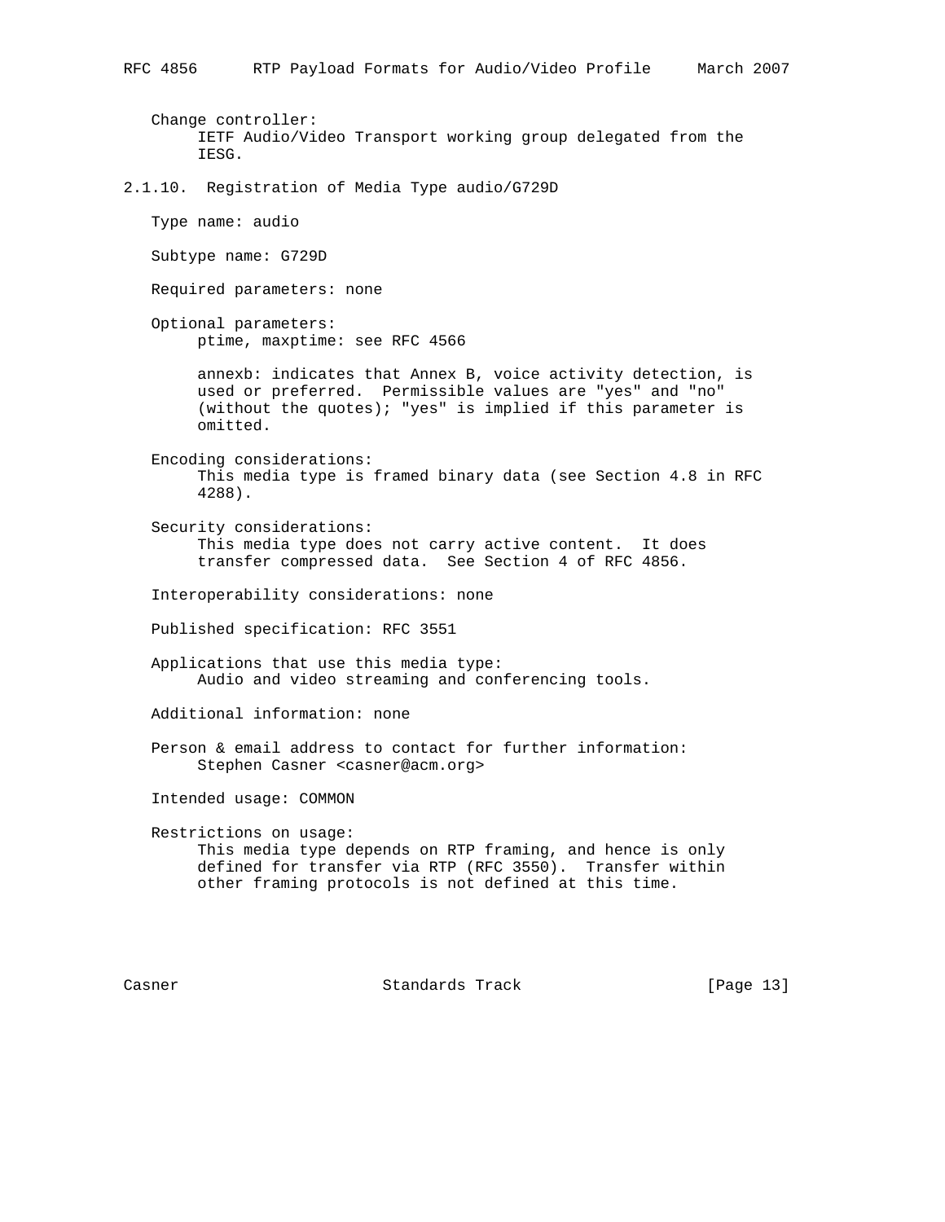Change controller:
IETF Audio/Video Transport working group delegated from the IESG.

### 2.1.10. Registration of Media Type audio/G729D

Type name: audio

Subtype name: G729D

Required parameters: none

Optional parameters:
ptime, maxptime: see RFC 4566

annexb: indicates that Annex B, voice activity detection, is used or preferred. Permissible values are "yes" and "no" (without the quotes); "yes" is implied if this parameter is omitted.

Encoding considerations:
This media type is framed binary data (see Section 4.8 in RFC 4288).

Security considerations:
This media type does not carry active content. It does transfer compressed data. See Section 4 of RFC 4856.

Interoperability considerations: none

Published specification: RFC 3551

Applications that use this media type:
Audio and video streaming and conferencing tools.

Additional information: none

Person & email address to contact for further information:
Stephen Casner <casner@acm.org>

Intended usage: COMMON

Restrictions on usage:
This media type depends on RTP framing, and hence is only defined for transfer via RTP (RFC 3550). Transfer within other framing protocols is not defined at this time.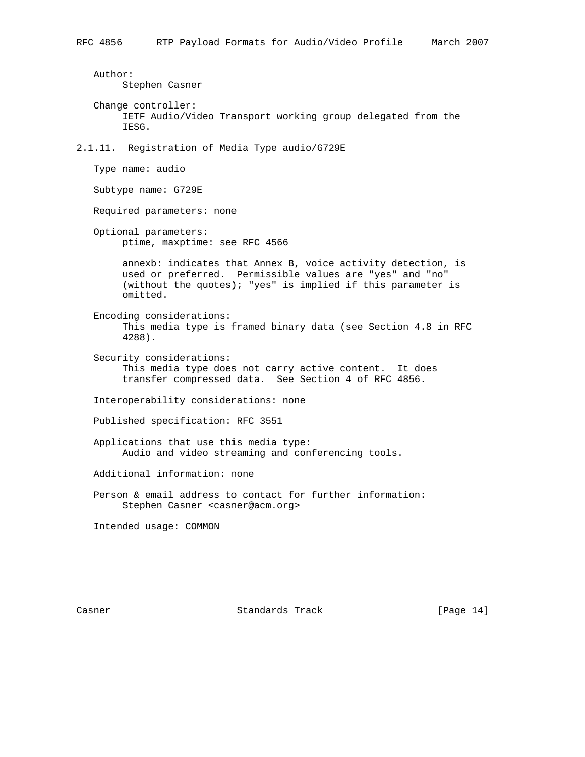Author:
Stephen Casner

Change controller:
IETF Audio/Video Transport working group delegated from the IESG.

### 2.1.11. Registration of Media Type audio/G729E

Type name: audio

Subtype name: G729E

Required parameters: none

Optional parameters:
ptime, maxptime: see RFC 4566

annexb: indicates that Annex B, voice activity detection, is used or preferred. Permissible values are "yes" and "no" (without the quotes); "yes" is implied if this parameter is omitted.

Encoding considerations:
This media type is framed binary data (see Section 4.8 in RFC 4288).

Security considerations:
This media type does not carry active content. It does transfer compressed data. See Section 4 of RFC 4856.

Interoperability considerations: none

Published specification: RFC 3551

Applications that use this media type:
Audio and video streaming and conferencing tools.

Additional information: none

Person & email address to contact for further information:
Stephen Casner <casner@acm.org>

Intended usage: COMMON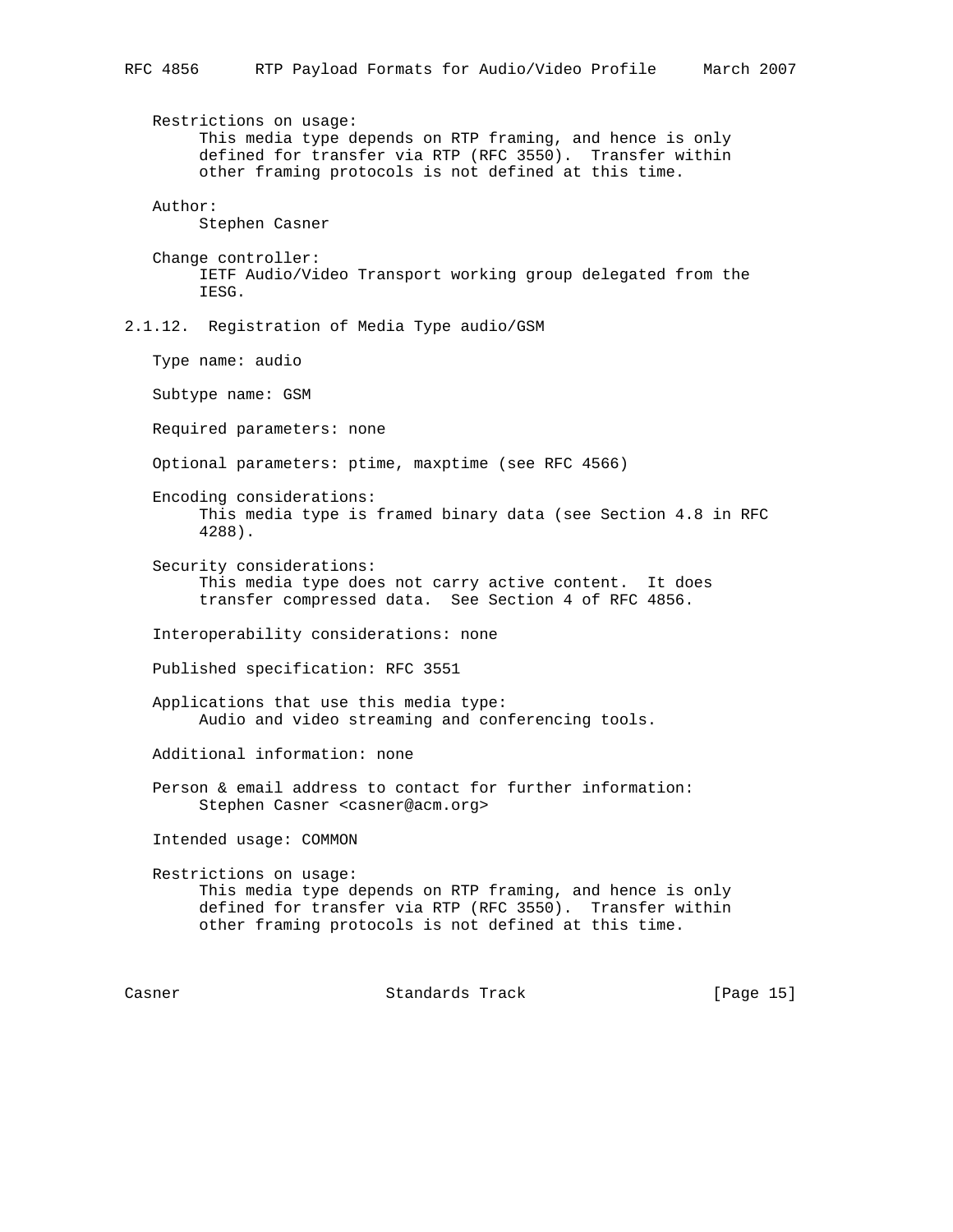Restrictions on usage:
This media type depends on RTP framing, and hence is only defined for transfer via RTP (RFC 3550). Transfer within other framing protocols is not defined at this time.

Author:
Stephen Casner

Change controller:
IETF Audio/Video Transport working group delegated from the IESG.

### 2.1.12. Registration of Media Type audio/GSM

Type name: audio

Subtype name: GSM

Required parameters: none

Optional parameters: ptime, maxptime (see RFC 4566)

Encoding considerations:
This media type is framed binary data (see Section 4.8 in RFC 4288).

Security considerations:
This media type does not carry active content. It does transfer compressed data. See Section 4 of RFC 4856.

Interoperability considerations: none

Published specification: RFC 3551

Applications that use this media type:
Audio and video streaming and conferencing tools.

Additional information: none

Person & email address to contact for further information:
Stephen Casner <casner@acm.org>

Intended usage: COMMON

Restrictions on usage:
This media type depends on RTP framing, and hence is only defined for transfer via RTP (RFC 3550). Transfer within other framing protocols is not defined at this time.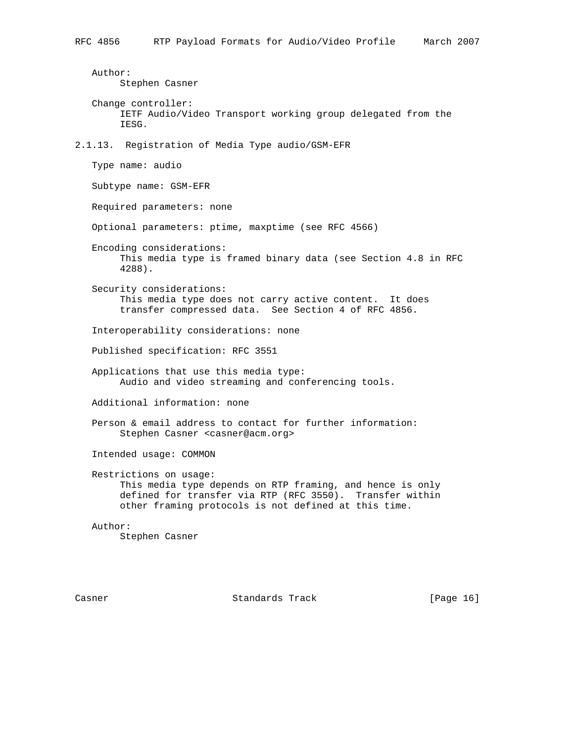Author:
Stephen Casner

Change controller:
IETF Audio/Video Transport working group delegated from the IESG.

### 2.1.13. Registration of Media Type audio/GSM-EFR

Type name: audio

Subtype name: GSM-EFR

Required parameters: none

Optional parameters: ptime, maxptime (see RFC 4566)

Encoding considerations:
This media type is framed binary data (see Section 4.8 in RFC 4288).

Security considerations:
This media type does not carry active content. It does transfer compressed data. See Section 4 of RFC 4856.

Interoperability considerations: none

Published specification: RFC 3551

Applications that use this media type:
Audio and video streaming and conferencing tools.

Additional information: none

Person & email address to contact for further information:
Stephen Casner <casner@acm.org>

Intended usage: COMMON

Restrictions on usage:
This media type depends on RTP framing, and hence is only defined for transfer via RTP (RFC 3550). Transfer within other framing protocols is not defined at this time.

Author:
Stephen Casner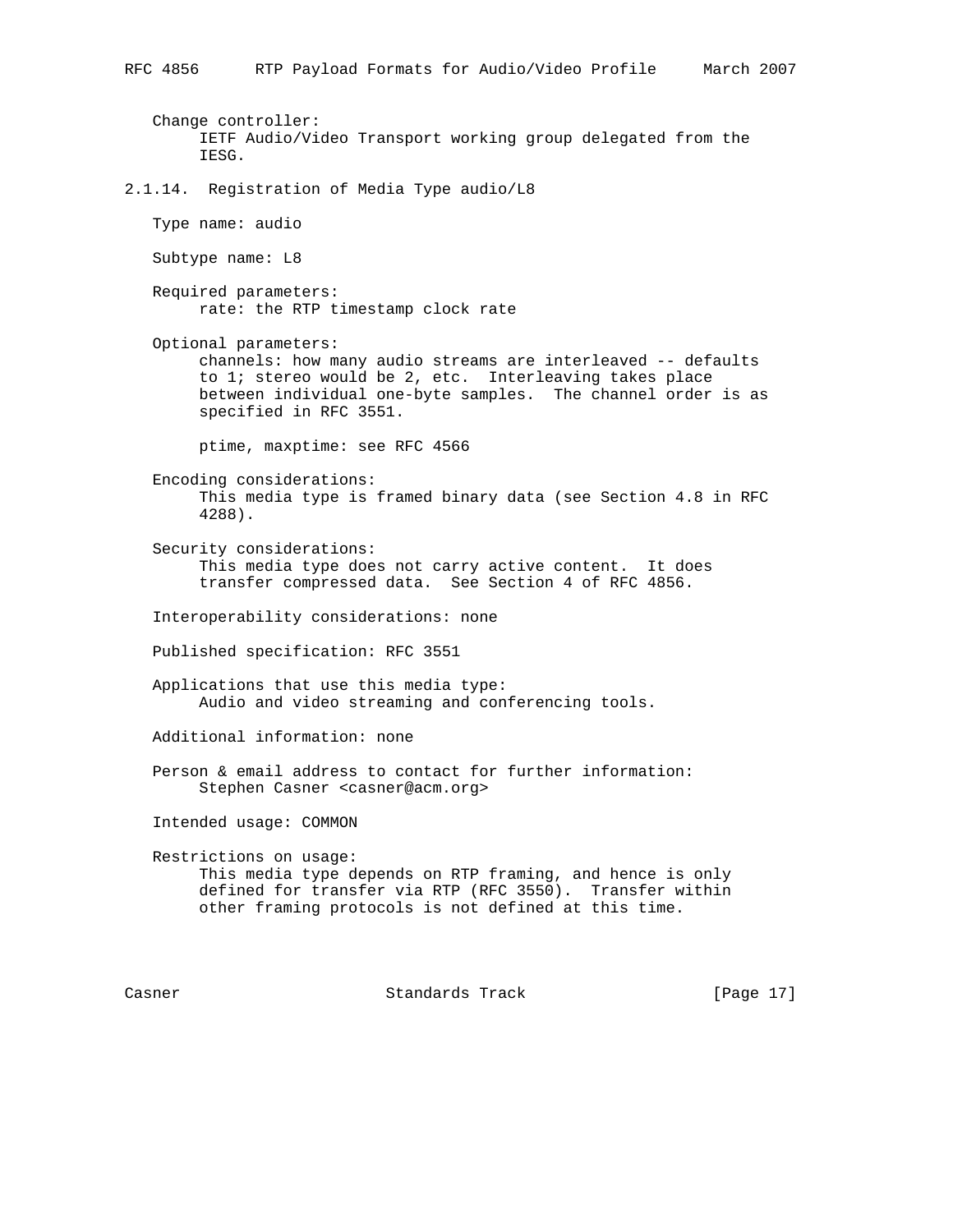Change controller:
IETF Audio/Video Transport working group delegated from the IESG.

### 2.1.14. Registration of Media Type audio/L8

Type name: audio

Subtype name: L8

Required parameters:
rate: the RTP timestamp clock rate

Optional parameters:
channels: how many audio streams are interleaved -- defaults to 1; stereo would be 2, etc. Interleaving takes place between individual one-byte samples. The channel order is as specified in RFC 3551.

ptime, maxptime: see RFC 4566

Encoding considerations:
This media type is framed binary data (see Section 4.8 in RFC 4288).

Security considerations:
This media type does not carry active content. It does transfer compressed data. See Section 4 of RFC 4856.

Interoperability considerations: none

Published specification: RFC 3551

Applications that use this media type:
Audio and video streaming and conferencing tools.

Additional information: none

Person & email address to contact for further information:
Stephen Casner <casner@acm.org>

Intended usage: COMMON

Restrictions on usage:
This media type depends on RTP framing, and hence is only defined for transfer via RTP (RFC 3550). Transfer within other framing protocols is not defined at this time.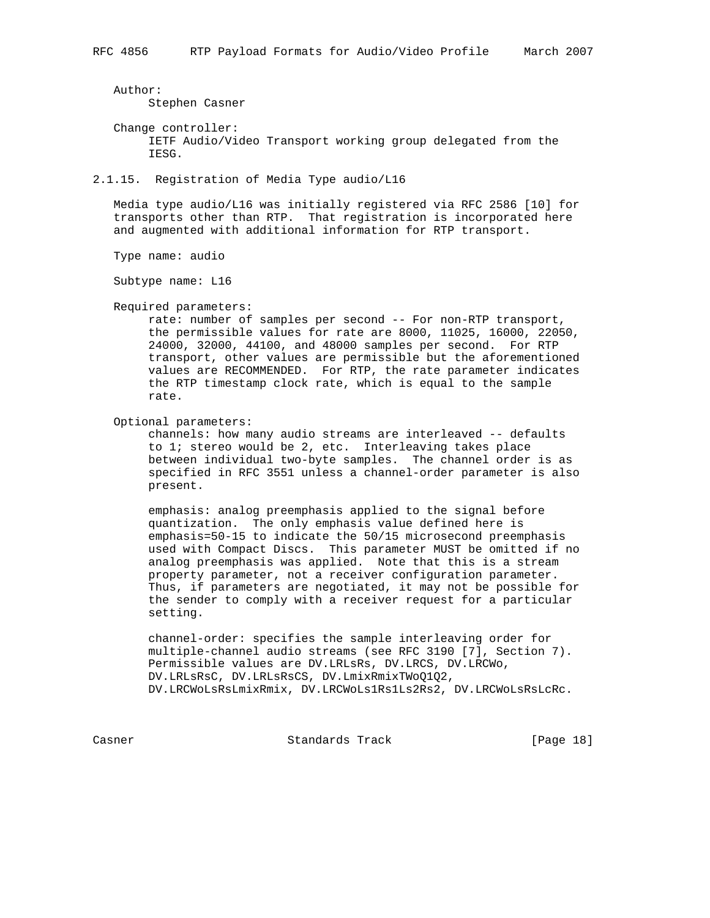Author:
Stephen Casner

Change controller:
IETF Audio/Video Transport working group delegated from the IESG.

### 2.1.15. Registration of Media Type audio/L16

Media type audio/L16 was initially registered via RFC 2586 [10] for transports other than RTP. That registration is incorporated here and augmented with additional information for RTP transport.

Type name: audio

Subtype name: L16

Required parameters:
rate: number of samples per second -- For non-RTP transport, the permissible values for rate are 8000, 11025, 16000, 22050, 24000, 32000, 44100, and 48000 samples per second. For RTP transport, other values are permissible but the aforementioned values are RECOMMENDED. For RTP, the rate parameter indicates the RTP timestamp clock rate, which is equal to the sample rate.

Optional parameters:
channels: how many audio streams are interleaved -- defaults to 1; stereo would be 2, etc. Interleaving takes place between individual two-byte samples. The channel order is as specified in RFC 3551 unless a channel-order parameter is also present.

emphasis: analog preemphasis applied to the signal before quantization. The only emphasis value defined here is emphasis=50-15 to indicate the 50/15 microsecond preemphasis used with Compact Discs. This parameter MUST be omitted if no analog preemphasis was applied. Note that this is a stream property parameter, not a receiver configuration parameter. Thus, if parameters are negotiated, it may not be possible for the sender to comply with a receiver request for a particular setting.

channel-order: specifies the sample interleaving order for multiple-channel audio streams (see RFC 3190 [7], Section 7). Permissible values are DV.LRLsRs, DV.LRCS, DV.LRCWo, DV.LRLsRsC, DV.LRLsRsCS, DV.LmixRmixTWoQ1Q2, DV.LRCWoLsRsLmixRmix, DV.LRCWoLs1Rs1Ls2Rs2, DV.LRCWoLsRsLcRc.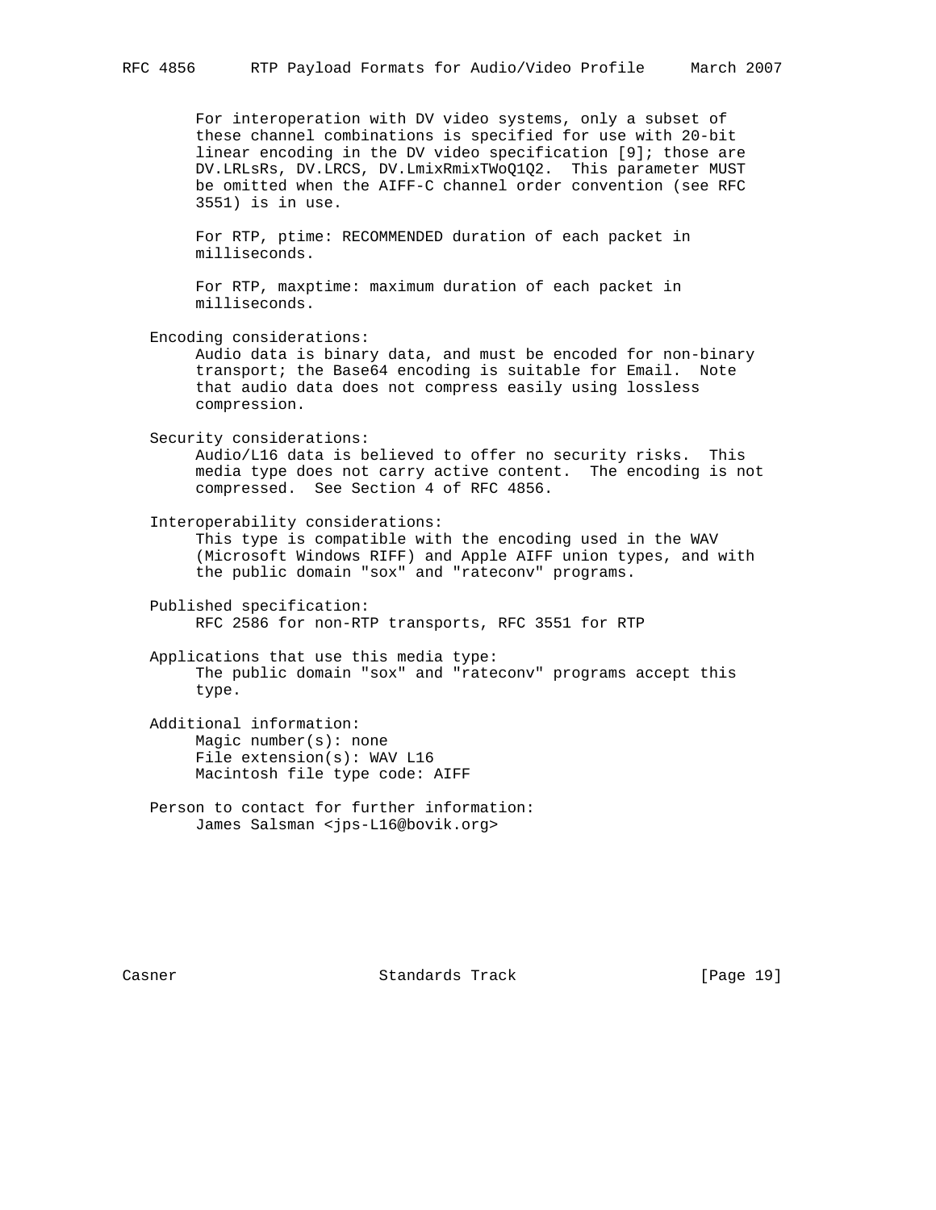For interoperation with DV video systems, only a subset of these channel combinations is specified for use with 20-bit linear encoding in the DV video specification [9]; those are DV.LRLsRs, DV.LRCS, DV.LmixRmixTWoQ1Q2. This parameter MUST be omitted when the AIFF-C channel order convention (see RFC 3551) is in use.

For RTP, ptime: RECOMMENDED duration of each packet in milliseconds.

For RTP, maxptime: maximum duration of each packet in milliseconds.

Encoding considerations:
Audio data is binary data, and must be encoded for non-binary transport; the Base64 encoding is suitable for Email. Note that audio data does not compress easily using lossless compression.

Security considerations:
Audio/L16 data is believed to offer no security risks. This media type does not carry active content. The encoding is not compressed. See Section 4 of RFC 4856.

Interoperability considerations:
This type is compatible with the encoding used in the WAV (Microsoft Windows RIFF) and Apple AIFF union types, and with the public domain "sox" and "rateconv" programs.

Published specification:
RFC 2586 for non-RTP transports, RFC 3551 for RTP

Applications that use this media type:
The public domain "sox" and "rateconv" programs accept this type.

Additional information:
Magic number(s): none
File extension(s): WAV L16
Macintosh file type code: AIFF

Person to contact for further information:
James Salsman <jps-L16@bovik.org>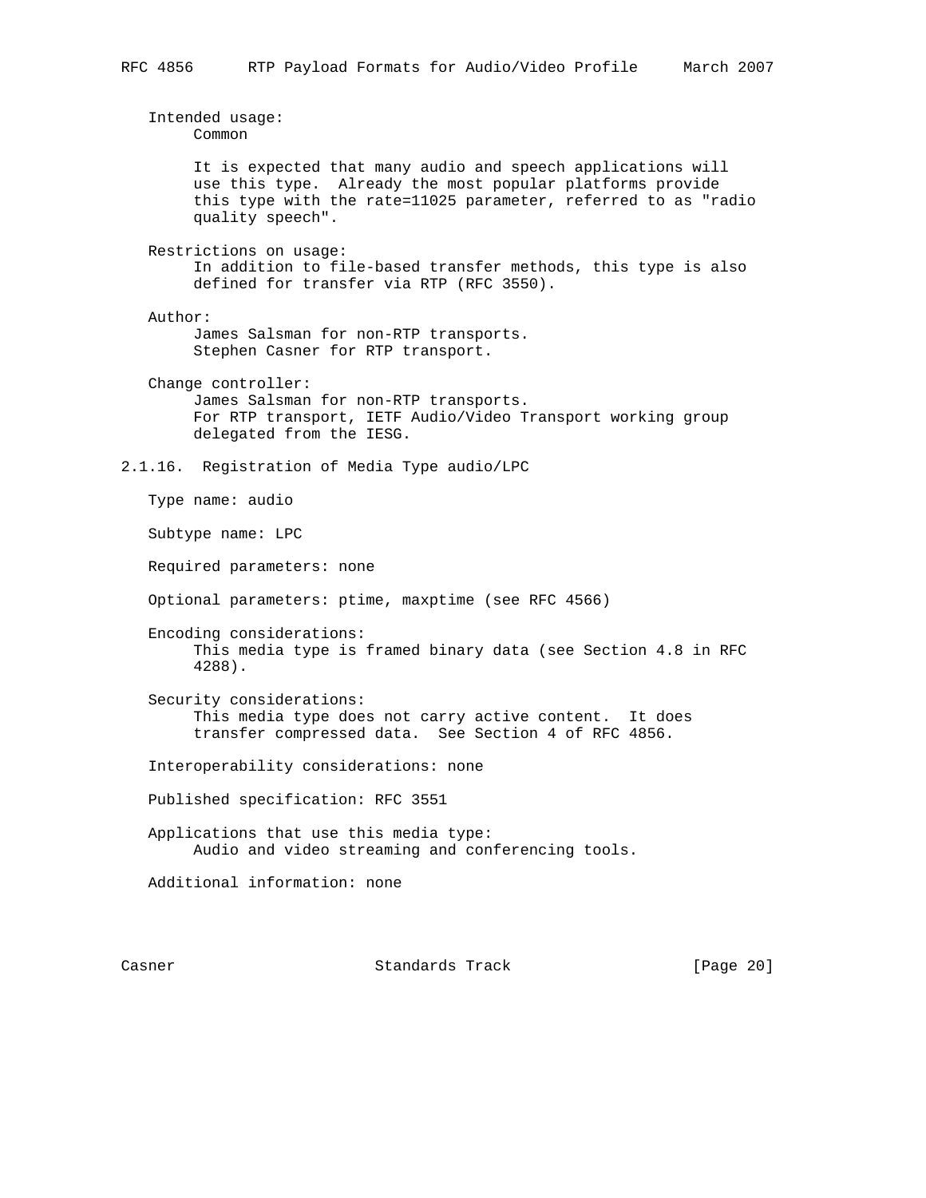Intended usage:
Common

It is expected that many audio and speech applications will use this type. Already the most popular platforms provide this type with the rate=11025 parameter, referred to as "radio quality speech".

Restrictions on usage:
In addition to file-based transfer methods, this type is also defined for transfer via RTP (RFC 3550).

Author:
James Salsman for non-RTP transports.
Stephen Casner for RTP transport.

Change controller:
James Salsman for non-RTP transports.
For RTP transport, IETF Audio/Video Transport working group delegated from the IESG.

### 2.1.16. Registration of Media Type audio/LPC

Type name: audio

Subtype name: LPC

Required parameters: none

Optional parameters: ptime, maxptime (see RFC 4566)

Encoding considerations:
This media type is framed binary data (see Section 4.8 in RFC 4288).

Security considerations:
This media type does not carry active content. It does transfer compressed data. See Section 4 of RFC 4856.

Interoperability considerations: none

Published specification: RFC 3551

Applications that use this media type:
Audio and video streaming and conferencing tools.

Additional information: none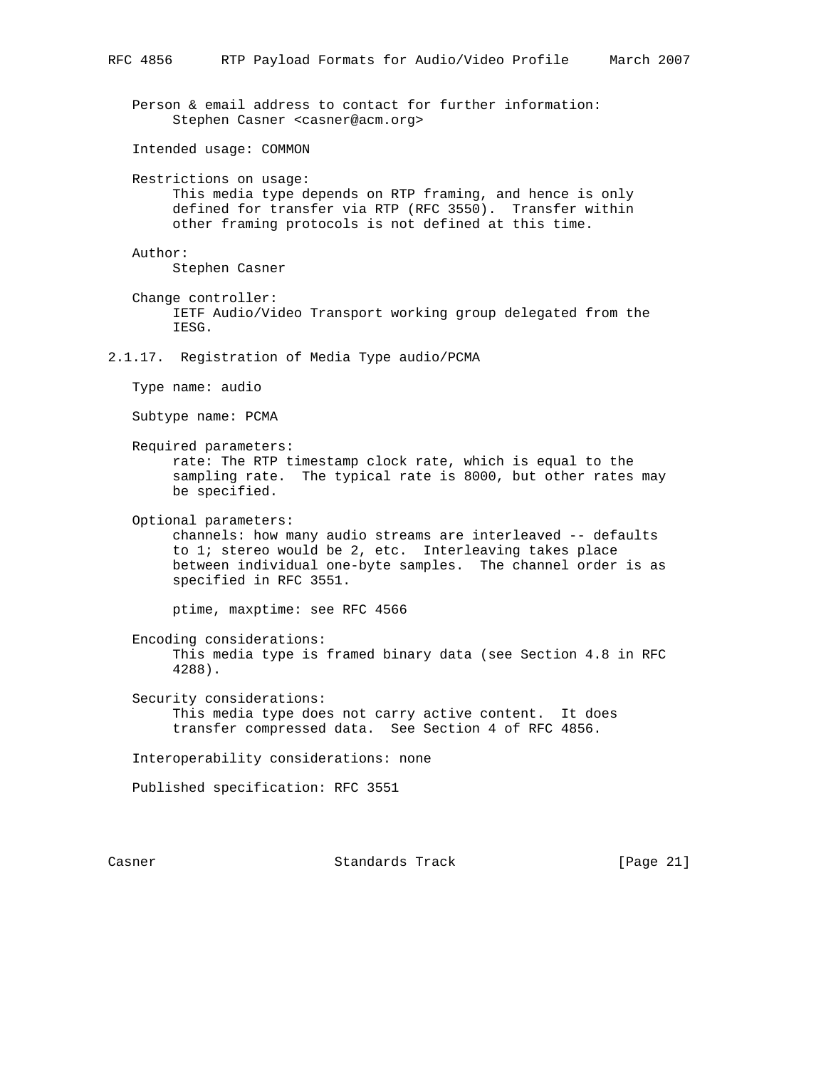Person & email address to contact for further information:
Stephen Casner <casner@acm.org>

Intended usage: COMMON

Restrictions on usage:
This media type depends on RTP framing, and hence is only defined for transfer via RTP (RFC 3550). Transfer within other framing protocols is not defined at this time.

Author:
Stephen Casner

Change controller:
IETF Audio/Video Transport working group delegated from the IESG.

### 2.1.17. Registration of Media Type audio/PCMA

Type name: audio

Subtype name: PCMA

Required parameters:
rate: The RTP timestamp clock rate, which is equal to the sampling rate. The typical rate is 8000, but other rates may be specified.

Optional parameters:
channels: how many audio streams are interleaved -- defaults to 1; stereo would be 2, etc. Interleaving takes place between individual one-byte samples. The channel order is as specified in RFC 3551.

ptime, maxptime: see RFC 4566

Encoding considerations:
This media type is framed binary data (see Section 4.8 in RFC 4288).

Security considerations:
This media type does not carry active content. It does transfer compressed data. See Section 4 of RFC 4856.

Interoperability considerations: none

Published specification: RFC 3551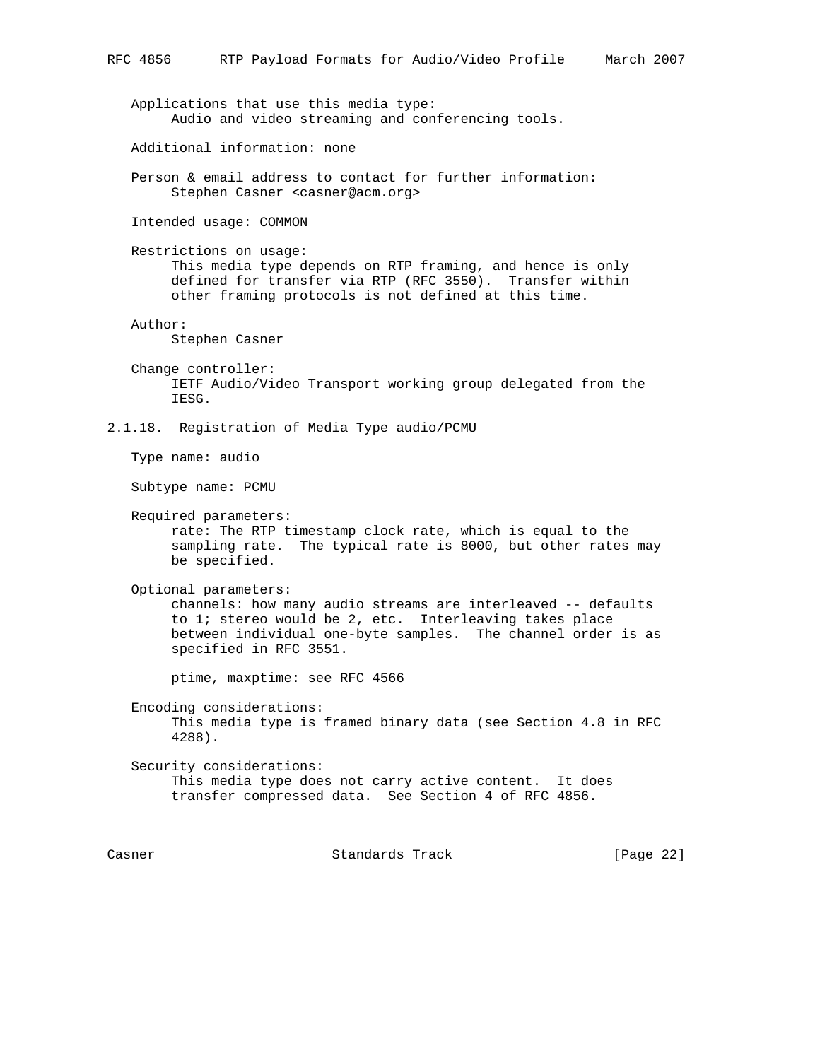Applications that use this media type:
Audio and video streaming and conferencing tools.

Additional information: none

Person & email address to contact for further information:
Stephen Casner <casner@acm.org>

Intended usage: COMMON

Restrictions on usage:
This media type depends on RTP framing, and hence is only defined for transfer via RTP (RFC 3550). Transfer within other framing protocols is not defined at this time.

Author:
Stephen Casner

Change controller:
IETF Audio/Video Transport working group delegated from the IESG.

### 2.1.18. Registration of Media Type audio/PCMU

Type name: audio

Subtype name: PCMU

Required parameters:
rate: The RTP timestamp clock rate, which is equal to the sampling rate. The typical rate is 8000, but other rates may be specified.

Optional parameters:
channels: how many audio streams are interleaved -- defaults to 1; stereo would be 2, etc. Interleaving takes place between individual one-byte samples. The channel order is as specified in RFC 3551.

ptime, maxptime: see RFC 4566

Encoding considerations:
This media type is framed binary data (see Section 4.8 in RFC 4288).

Security considerations:
This media type does not carry active content. It does transfer compressed data. See Section 4 of RFC 4856.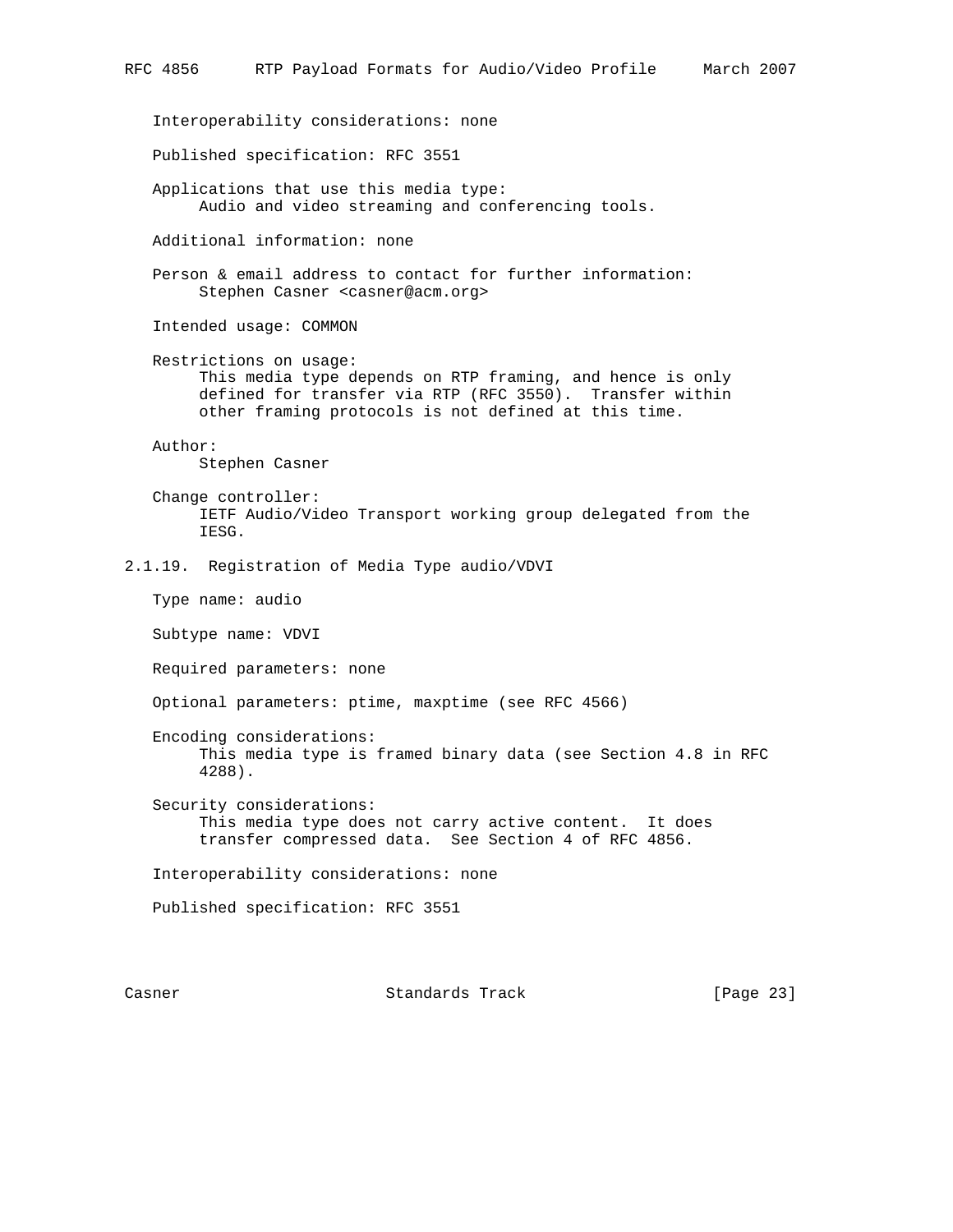Interoperability considerations: none

Published specification: RFC 3551

Applications that use this media type:
Audio and video streaming and conferencing tools.

Additional information: none

Person & email address to contact for further information:
Stephen Casner <casner@acm.org>

Intended usage: COMMON

Restrictions on usage:
This media type depends on RTP framing, and hence is only defined for transfer via RTP (RFC 3550). Transfer within other framing protocols is not defined at this time.

Author:
Stephen Casner

Change controller:
IETF Audio/Video Transport working group delegated from the IESG.

### 2.1.19. Registration of Media Type audio/VDVI

Type name: audio

Subtype name: VDVI

Required parameters: none

Optional parameters: ptime, maxptime (see RFC 4566)

Encoding considerations:
This media type is framed binary data (see Section 4.8 in RFC 4288).

Security considerations:
This media type does not carry active content. It does transfer compressed data. See Section 4 of RFC 4856.

Interoperability considerations: none

Published specification: RFC 3551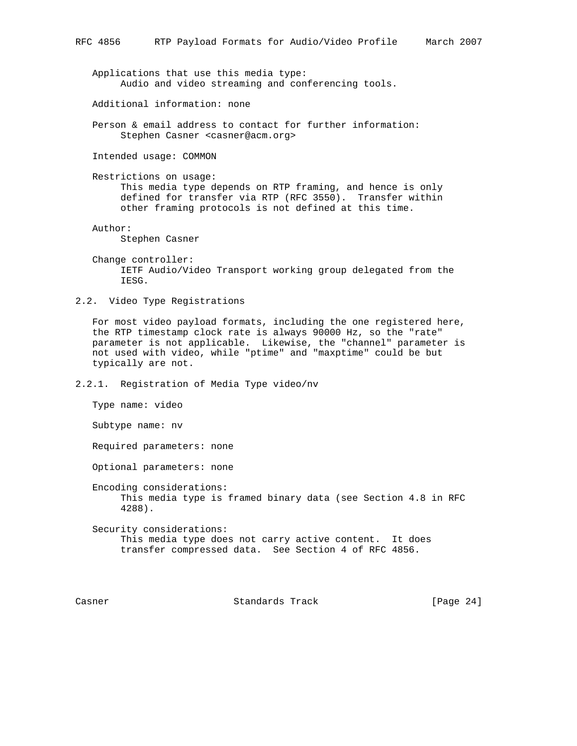Applications that use this media type:
Audio and video streaming and conferencing tools.

Additional information: none

Person & email address to contact for further information:
Stephen Casner <casner@acm.org>

Intended usage: COMMON

Restrictions on usage:
This media type depends on RTP framing, and hence is only defined for transfer via RTP (RFC 3550). Transfer within other framing protocols is not defined at this time.

Author:
Stephen Casner

Change controller:
IETF Audio/Video Transport working group delegated from the IESG.

### 2.2. Video Type Registrations

For most video payload formats, including the one registered here, the RTP timestamp clock rate is always 90000 Hz, so the "rate" parameter is not applicable. Likewise, the "channel" parameter is not used with video, while "ptime" and "maxptime" could be but typically are not.

#### 2.2.1. Registration of Media Type video/nv

Type name: video

Subtype name: nv

Required parameters: none

Optional parameters: none

Encoding considerations:
This media type is framed binary data (see Section 4.8 in RFC 4288).

Security considerations:
This media type does not carry active content. It does transfer compressed data. See Section 4 of RFC 4856.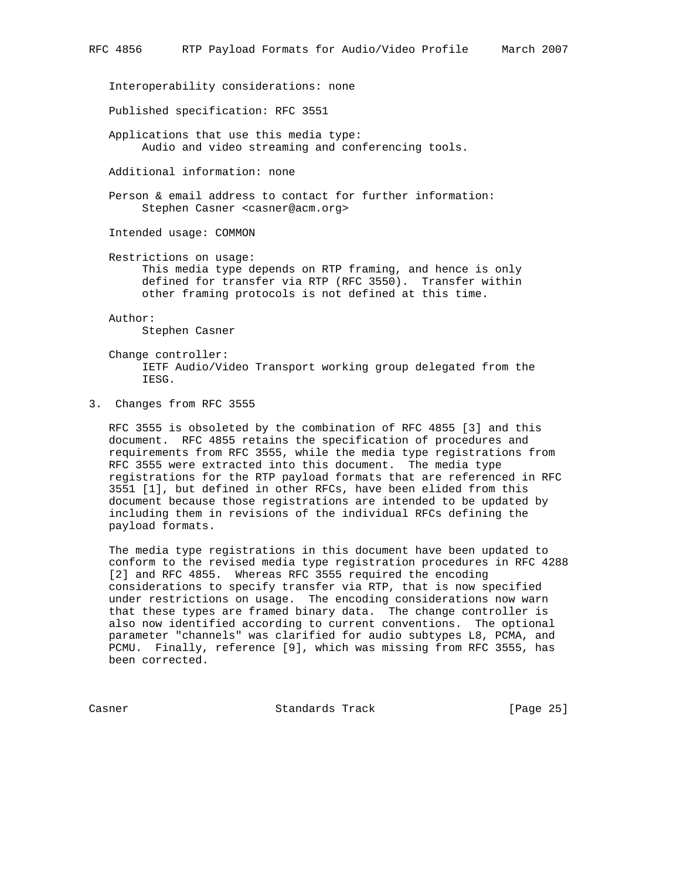Interoperability considerations: none

Published specification: RFC 3551

Applications that use this media type:
Audio and video streaming and conferencing tools.

Additional information: none

Person & email address to contact for further information:
Stephen Casner <casner@acm.org>

Intended usage: COMMON

Restrictions on usage:
This media type depends on RTP framing, and hence is only defined for transfer via RTP (RFC 3550). Transfer within other framing protocols is not defined at this time.

Author:
Stephen Casner

Change controller:
IETF Audio/Video Transport working group delegated from the IESG.

## 3. Changes from RFC 3555

RFC 3555 is obsoleted by the combination of RFC 4855 [3] and this document. RFC 4855 retains the specification of procedures and requirements from RFC 3555, while the media type registrations from RFC 3555 were extracted into this document. The media type registrations for the RTP payload formats that are referenced in RFC 3551 [1], but defined in other RFCs, have been elided from this document because those registrations are intended to be updated by including them in revisions of the individual RFCs defining the payload formats.

The media type registrations in this document have been updated to conform to the revised media type registration procedures in RFC 4288 [2] and RFC 4855. Whereas RFC 3555 required the encoding considerations to specify transfer via RTP, that is now specified under restrictions on usage. The encoding considerations now warn that these types are framed binary data. The change controller is also now identified according to current conventions. The optional parameter "channels" was clarified for audio subtypes L8, PCMA, and PCMU. Finally, reference [9], which was missing from RFC 3555, has been corrected.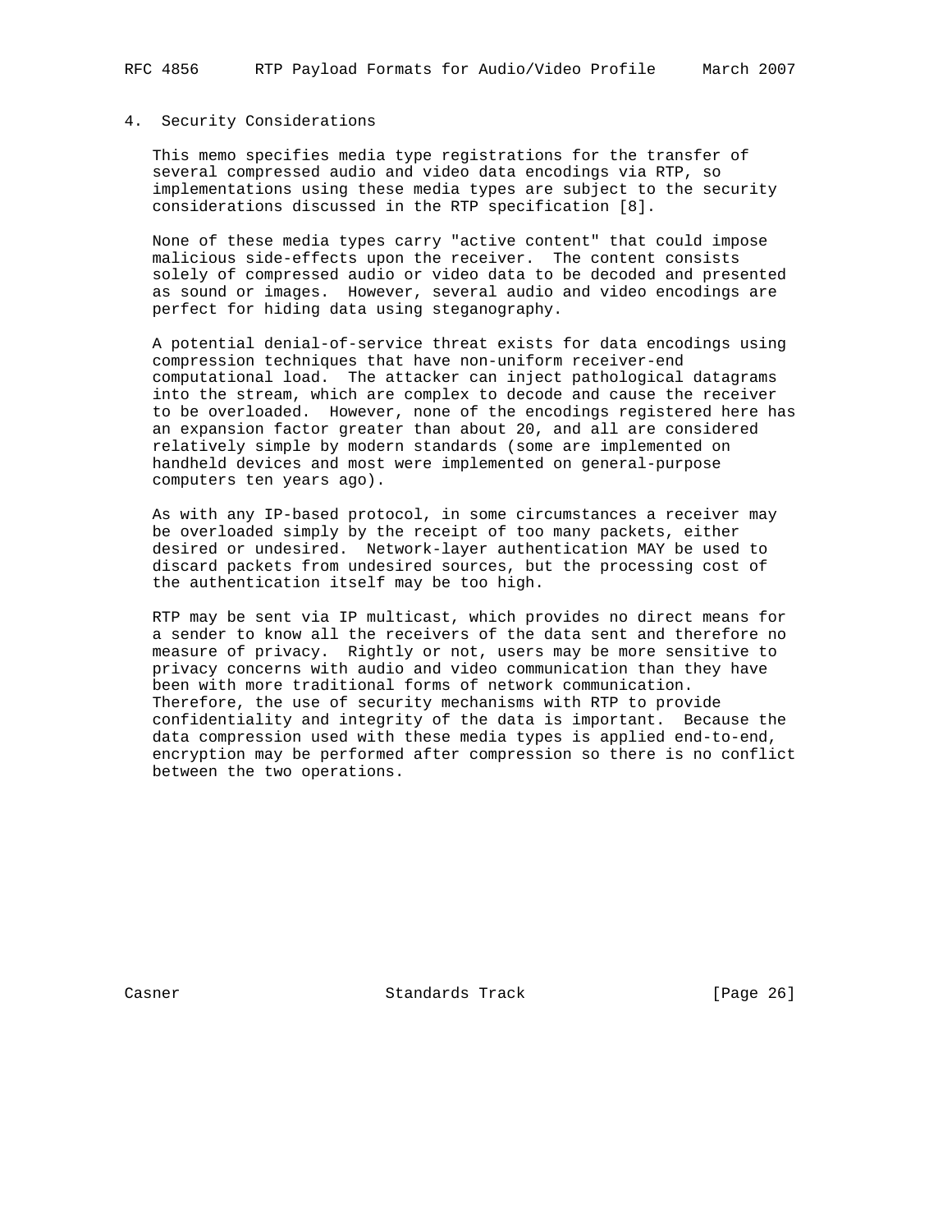## 4. Security Considerations

This memo specifies media type registrations for the transfer of several compressed audio and video data encodings via RTP, so implementations using these media types are subject to the security considerations discussed in the RTP specification [8].

None of these media types carry "active content" that could impose malicious side-effects upon the receiver. The content consists solely of compressed audio or video data to be decoded and presented as sound or images. However, several audio and video encodings are perfect for hiding data using steganography.

A potential denial-of-service threat exists for data encodings using compression techniques that have non-uniform receiver-end computational load. The attacker can inject pathological datagrams into the stream, which are complex to decode and cause the receiver to be overloaded. However, none of the encodings registered here has an expansion factor greater than about 20, and all are considered relatively simple by modern standards (some are implemented on handheld devices and most were implemented on general-purpose computers ten years ago).

As with any IP-based protocol, in some circumstances a receiver may be overloaded simply by the receipt of too many packets, either desired or undesired. Network-layer authentication MAY be used to discard packets from undesired sources, but the processing cost of the authentication itself may be too high.

RTP may be sent via IP multicast, which provides no direct means for a sender to know all the receivers of the data sent and therefore no measure of privacy. Rightly or not, users may be more sensitive to privacy concerns with audio and video communication than they have been with more traditional forms of network communication. Therefore, the use of security mechanisms with RTP to provide confidentiality and integrity of the data is important. Because the data compression used with these media types is applied end-to-end, encryption may be performed after compression so there is no conflict between the two operations.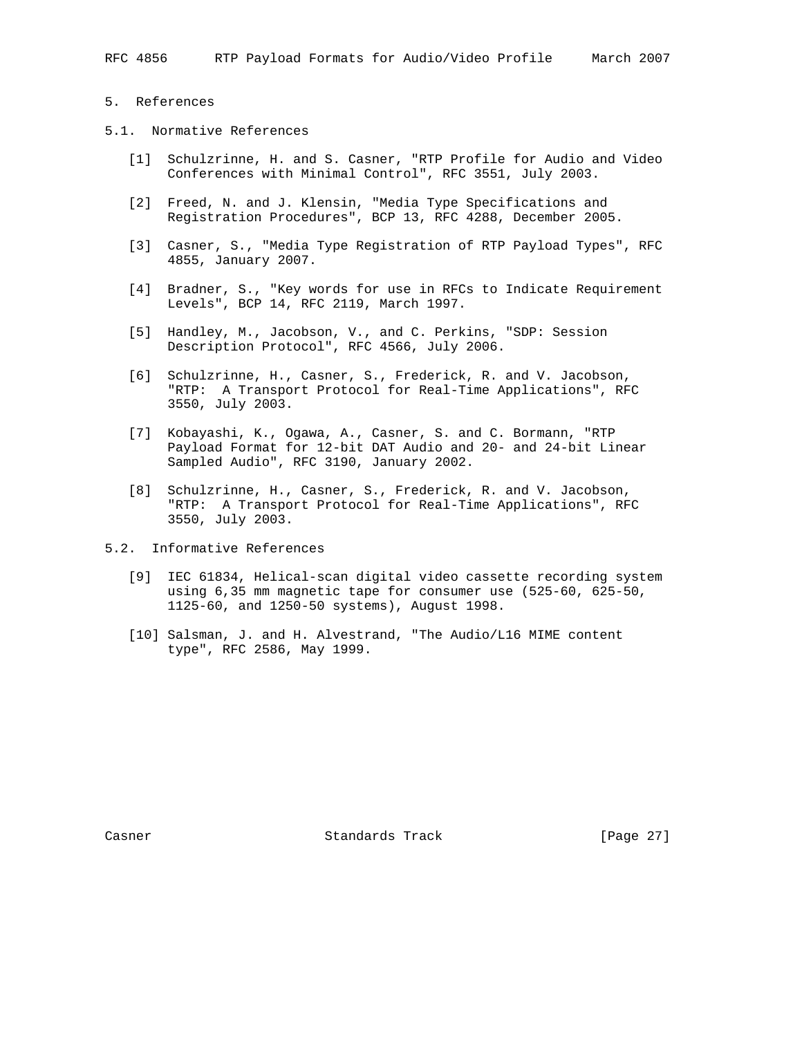## 5. References

### 5.1. Normative References

[1] Schulzrinne, H. and S. Casner, "RTP Profile for Audio and Video Conferences with Minimal Control", RFC 3551, July 2003.

[2] Freed, N. and J. Klensin, "Media Type Specifications and Registration Procedures", BCP 13, RFC 4288, December 2005.

[3] Casner, S., "Media Type Registration of RTP Payload Types", RFC 4855, January 2007.

[4] Bradner, S., "Key words for use in RFCs to Indicate Requirement Levels", BCP 14, RFC 2119, March 1997.

[5] Handley, M., Jacobson, V., and C. Perkins, "SDP: Session Description Protocol", RFC 4566, July 2006.

[6] Schulzrinne, H., Casner, S., Frederick, R. and V. Jacobson, "RTP: A Transport Protocol for Real-Time Applications", RFC 3550, July 2003.

[7] Kobayashi, K., Ogawa, A., Casner, S. and C. Bormann, "RTP Payload Format for 12-bit DAT Audio and 20- and 24-bit Linear Sampled Audio", RFC 3190, January 2002.

[8] Schulzrinne, H., Casner, S., Frederick, R. and V. Jacobson, "RTP: A Transport Protocol for Real-Time Applications", RFC 3550, July 2003.

### 5.2. Informative References

[9] IEC 61834, Helical-scan digital video cassette recording system using 6,35 mm magnetic tape for consumer use (525-60, 625-50, 1125-60, and 1250-50 systems), August 1998.

[10] Salsman, J. and H. Alvestrand, "The Audio/L16 MIME content type", RFC 2586, May 1999.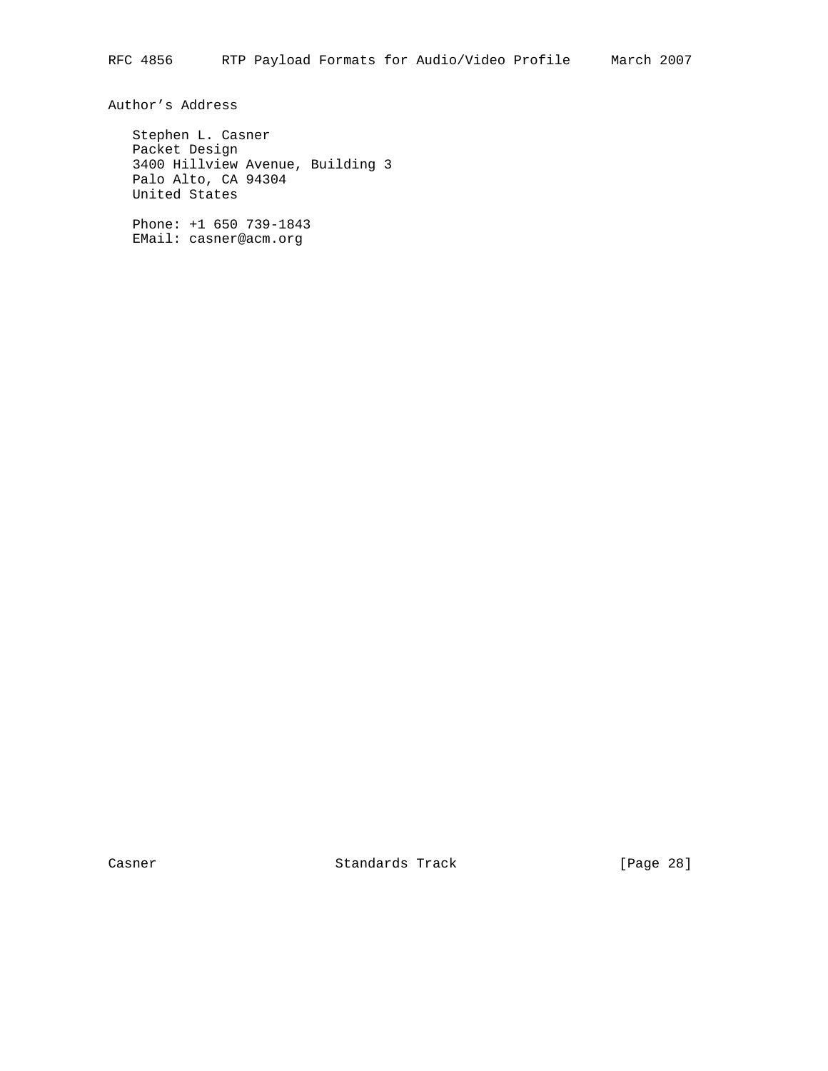## Author's Address

Stephen L. Casner
Packet Design
3400 Hillview Avenue, Building 3
Palo Alto, CA 94304
United States

Phone: +1 650 739-1843
EMail: casner@acm.org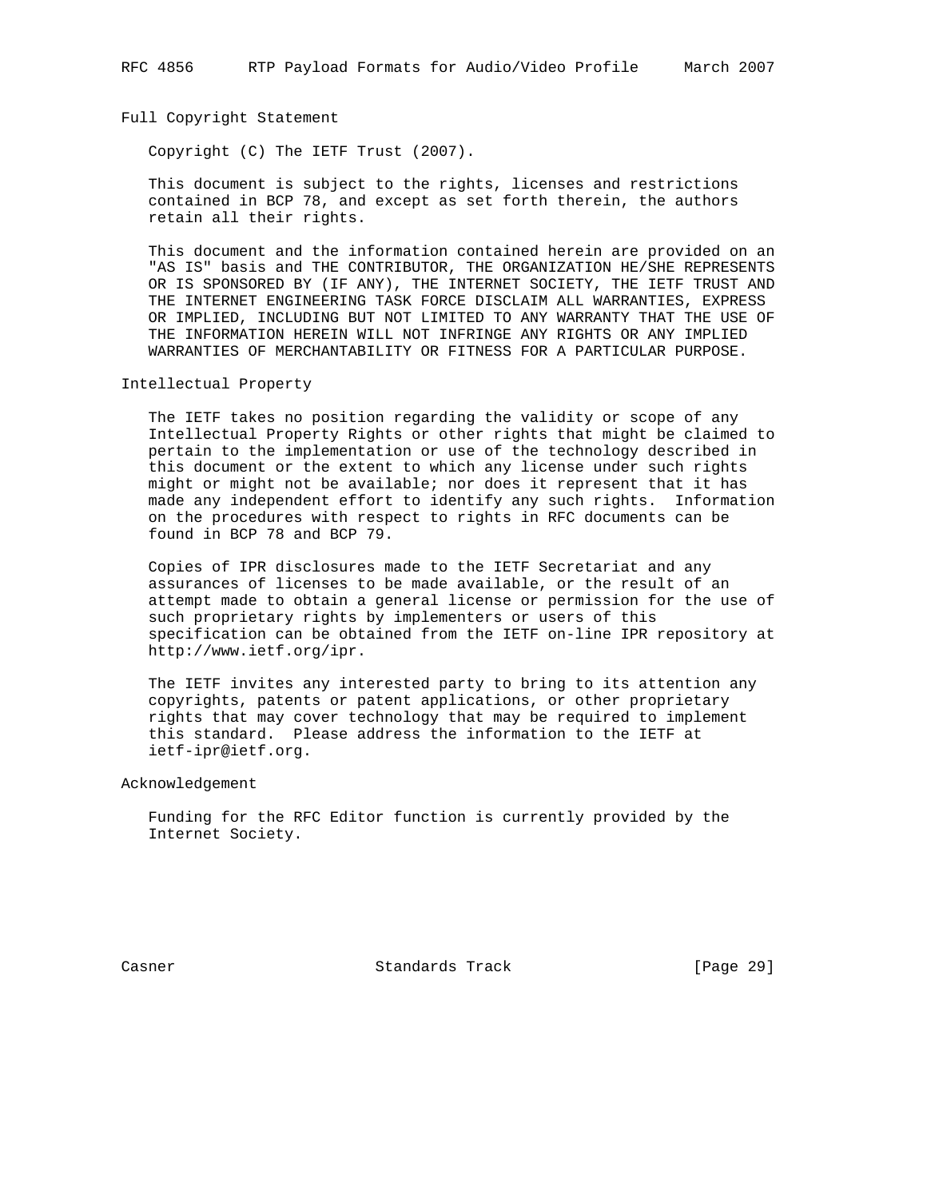## Full Copyright Statement

Copyright (C) The IETF Trust (2007).

This document is subject to the rights, licenses and restrictions contained in BCP 78, and except as set forth therein, the authors retain all their rights.

This document and the information contained herein are provided on an "AS IS" basis and THE CONTRIBUTOR, THE ORGANIZATION HE/SHE REPRESENTS OR IS SPONSORED BY (IF ANY), THE INTERNET SOCIETY, THE IETF TRUST AND THE INTERNET ENGINEERING TASK FORCE DISCLAIM ALL WARRANTIES, EXPRESS OR IMPLIED, INCLUDING BUT NOT LIMITED TO ANY WARRANTY THAT THE USE OF THE INFORMATION HEREIN WILL NOT INFRINGE ANY RIGHTS OR ANY IMPLIED WARRANTIES OF MERCHANTABILITY OR FITNESS FOR A PARTICULAR PURPOSE.

## Intellectual Property

The IETF takes no position regarding the validity or scope of any Intellectual Property Rights or other rights that might be claimed to pertain to the implementation or use of the technology described in this document or the extent to which any license under such rights might or might not be available; nor does it represent that it has made any independent effort to identify any such rights. Information on the procedures with respect to rights in RFC documents can be found in BCP 78 and BCP 79.

Copies of IPR disclosures made to the IETF Secretariat and any assurances of licenses to be made available, or the result of an attempt made to obtain a general license or permission for the use of such proprietary rights by implementers or users of this specification can be obtained from the IETF on-line IPR repository at http://www.ietf.org/ipr.

The IETF invites any interested party to bring to its attention any copyrights, patents or patent applications, or other proprietary rights that may cover technology that may be required to implement this standard. Please address the information to the IETF at ietf-ipr@ietf.org.

## Acknowledgement

Funding for the RFC Editor function is currently provided by the Internet Society.